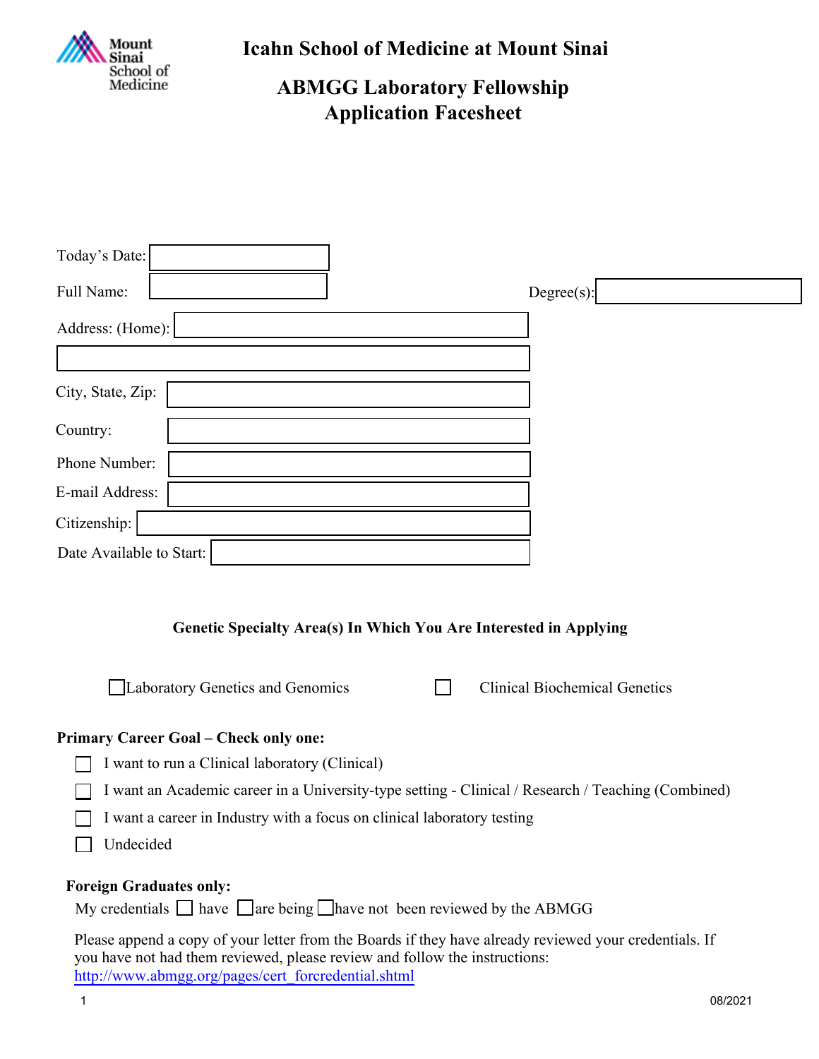# Icahn School of Medicine at Mount Sinai

## ABMGG Laboratory Fellowship Application Facesheet

Today's Date: ____________________

Full Name: ____________________ Degree(s): ____________________

Address: (Home): ____________________

____________________

City, State, Zip: ____________________

Country: ____________________

Phone Number: ____________________

E-mail Address: ____________________

Citizenship: ____________________

Date Available to Start: ____________________

**Genetic Specialty Area(s) In Which You Are Interested in Applying**

☐ Laboratory Genetics and Genomics ☐ Clinical Biochemical Genetics

**Primary Career Goal – Check only one:**

- ☐ I want to run a Clinical laboratory (Clinical)
- ☐ I want an Academic career in a University-type setting - Clinical / Research / Teaching (Combined)
- ☐ I want a career in Industry with a focus on clinical laboratory testing
- ☐ Undecided

**Foreign Graduates only:**

My credentials ☐ have ☐ are being ☐ have not been reviewed by the ABMGG

Please append a copy of your letter from the Boards if they have already reviewed your credentials. If you have not had them reviewed, please review and follow the instructions: http://www.abmgg.org/pages/cert_forcredential.shtml

08/2021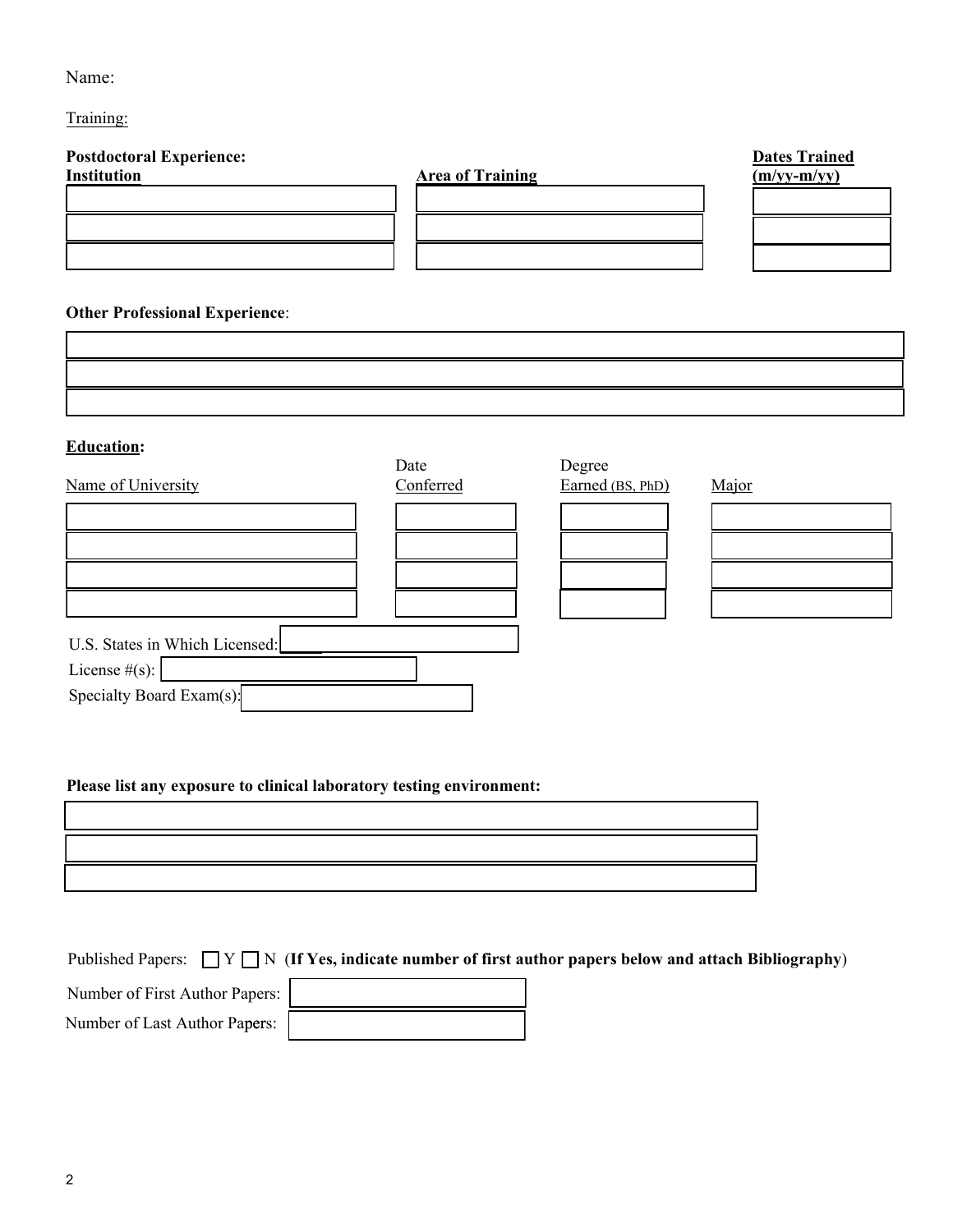Name:

Training:

**Postdoctoral Experience:**

| **Institution** | **Area of Training** | **Dates Trained (m/yy-m/yy)** |
| --- | --- | --- |
| | | |
| | | |
| | | |

**Other Professional Experience**:

| |
| --- |
| |
| |
| |

**Education:**

| Name of University | Date Conferred | Degree Earned (BS, PhD) | Major |
| --- | --- | --- | --- |
| | | | |
| | | | |
| | | | |
| | | | |

U.S. States in Which Licensed:

License #(s):

Specialty Board Exam(s):

**Please list any exposure to clinical laboratory testing environment:**

| |
| --- |
| |
| |
| |

Published Papers: ☐ Y ☐ N (**If Yes, indicate number of first author papers below and attach Bibliography**)

Number of First Author Papers:

Number of Last Author Papers: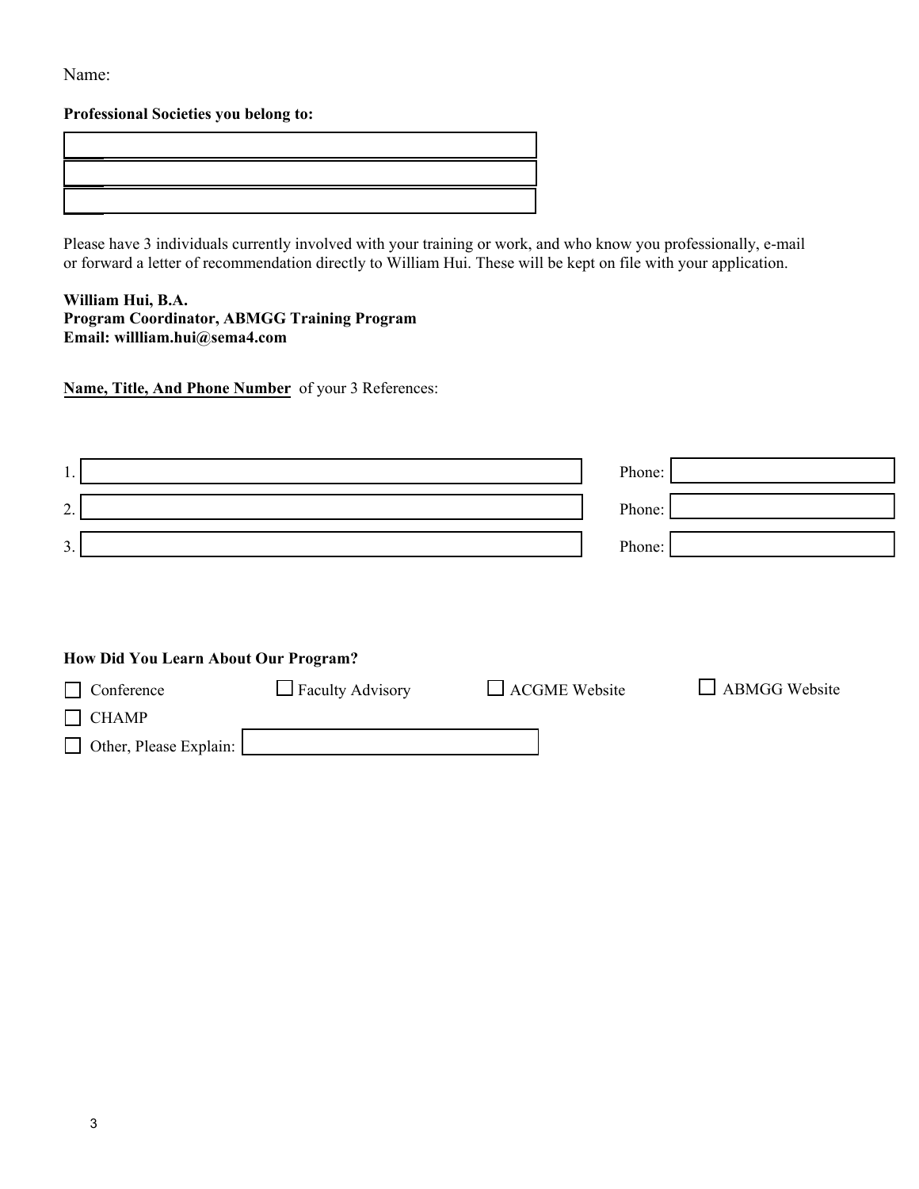Name:

**Professional Societies you belong to:**

| |
|---|
| |
| |
| |

Please have 3 individuals currently involved with your training or work, and who know you professionally, e-mail or forward a letter of recommendation directly to William Hui. These will be kept on file with your application.

**William Hui, B.A.**
**Program Coordinator, ABMGG Training Program**
**Email: willliam.hui@sema4.com**

**Name, Title, And Phone Number** of your 3 References:

| | | |
|---|---|---|
| 1. | | Phone: |
| 2. | | Phone: |
| 3. | | Phone: |

**How Did You Learn About Our Program?**

☐ Conference ☐ Faculty Advisory ☐ ACGME Website ☐ ABMGG Website

☐ CHAMP

☐ Other, Please Explain: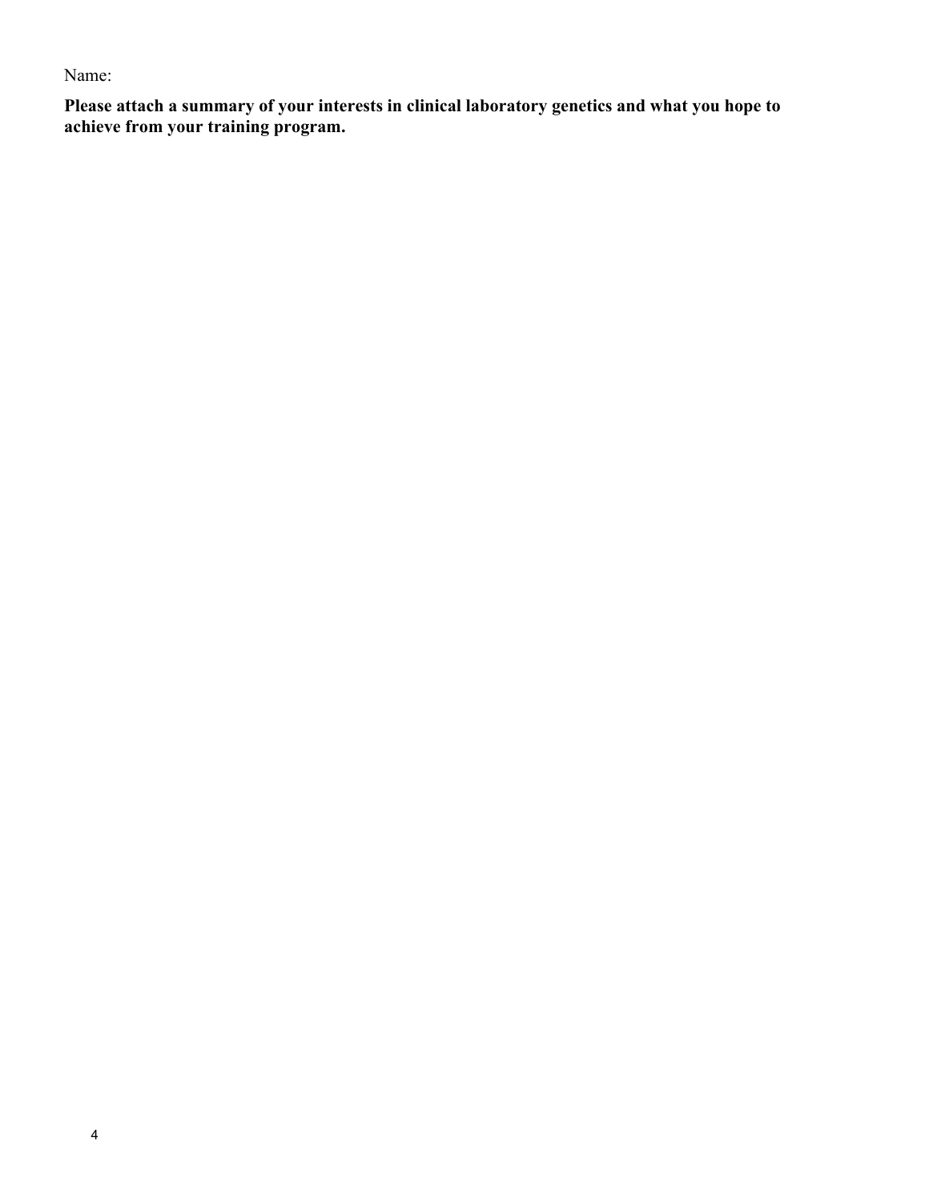Name:

**Please attach a summary of your interests in clinical laboratory genetics and what you hope to achieve from your training program.**